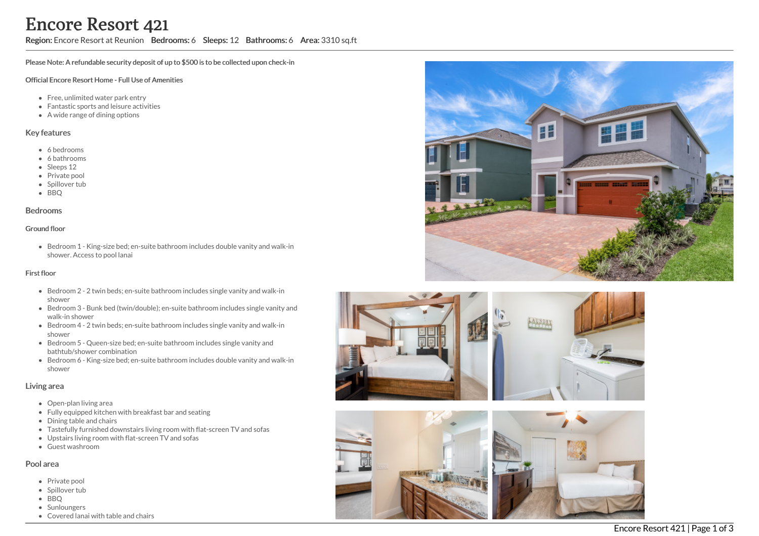# Encore Resort 421

**Region:** Encore Resort at Reunion **Bedrooms:** 6 **Sleeps:** 12 **Bathrooms:** 6 **Area:** 3310 sq.ft

**Please Note: A refundable security deposit of up to $500 is to be collected upon check-in**

**Official Encore Resort Home - Full Use of Amenities**

- Free, unlimited water park entry
- Fantastic sports and leisure activities
- A wide range of dining options

## Key features

- 6 bedrooms
- 6 bathrooms
- Sleeps 12
- Private pool
- Spillover tub
- BBQ

## Bedrooms

### Ground floor

- Bedroom 1 - King-size bed; en-suite bathroom includes double vanity and walk-in shower. Access to pool lanai

### First floor

- Bedroom 2 - 2 twin beds; en-suite bathroom includes single vanity and walk-in shower
- Bedroom 3 - Bunk bed (twin/double); en-suite bathroom includes single vanity and walk-in shower
- Bedroom 4 - 2 twin beds; en-suite bathroom includes single vanity and walk-in shower
- Bedroom 5 - Queen-size bed; en-suite bathroom includes single vanity and bathtub/shower combination
- Bedroom 6 - King-size bed; en-suite bathroom includes double vanity and walk-in shower

## Living area

- Open-plan living area
- Fully equipped kitchen with breakfast bar and seating
- Dining table and chairs
- Tastefully furnished downstairs living room with flat-screen TV and sofas
- Upstairs living room with flat-screen TV and sofas
- Guest washroom

## Pool area

- Private pool
- Spillover tub
- BBQ
- Sunloungers
- Covered lanai with table and chairs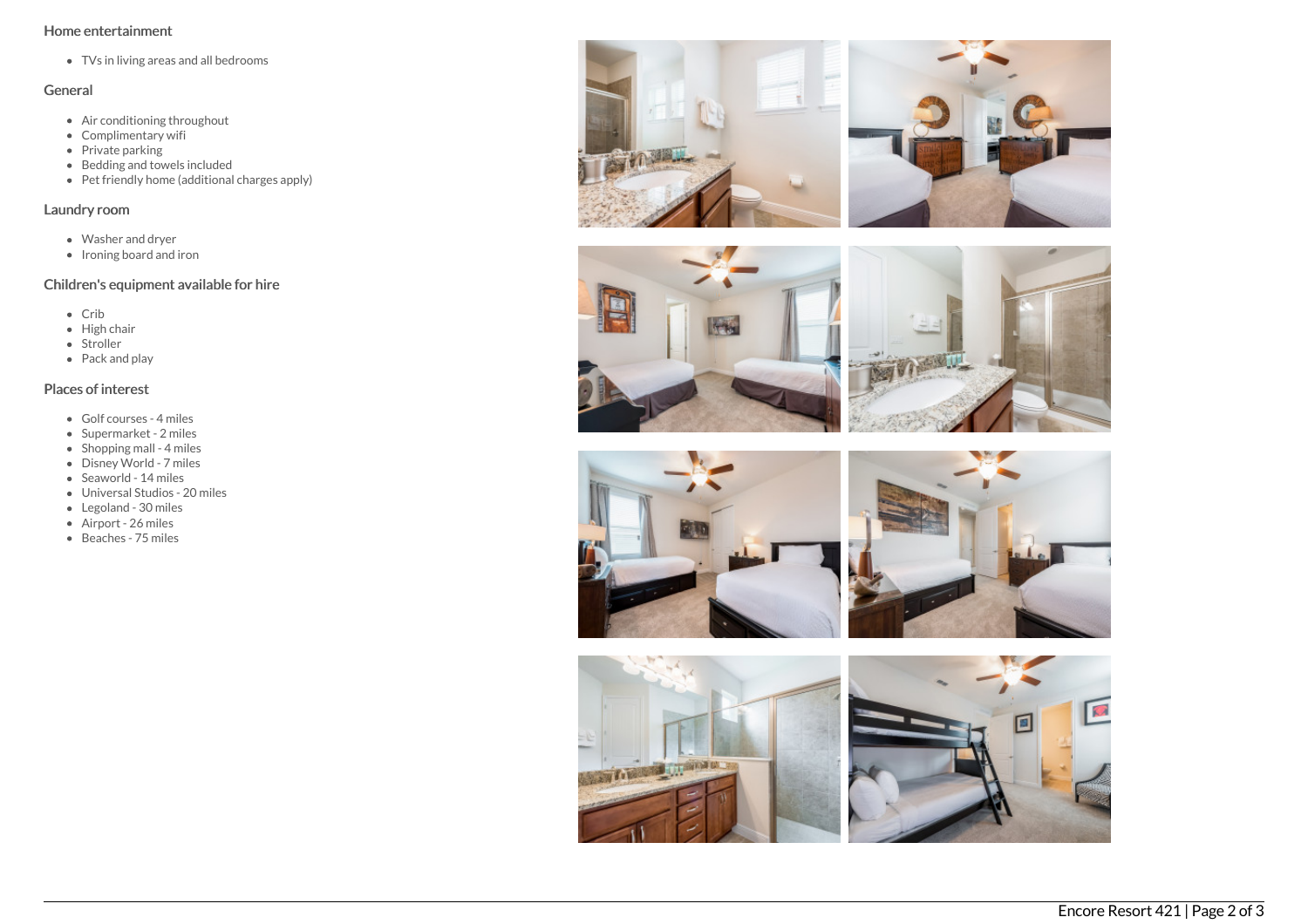## Home entertainment

- TVs in living areas and all bedrooms

## General

- Air conditioning throughout
- Complimentary wifi
- Private parking
- Bedding and towels included
- Pet friendly home (additional charges apply)

## Laundry room

- Washer and dryer
- Ironing board and iron

## Children's equipment available for hire

- Crib
- High chair
- Stroller
- Pack and play

## Places of interest

- Golf courses - 4 miles
- Supermarket - 2 miles
- Shopping mall - 4 miles
- Disney World - 7 miles
- Seaworld - 14 miles
- Universal Studios - 20 miles
- Legoland - 30 miles
- Airport - 26 miles
- Beaches - 75 miles